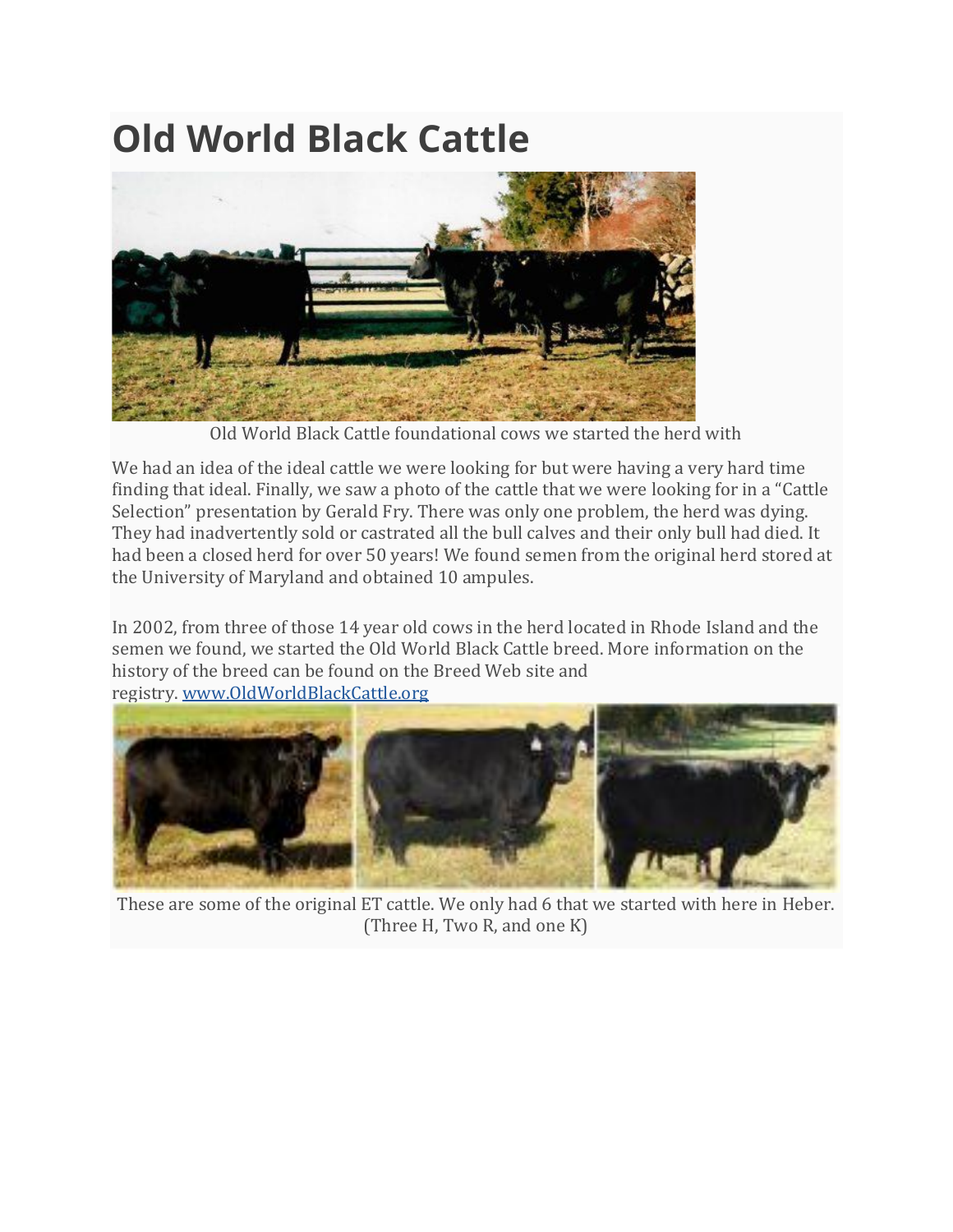# Old World Black Cattle

Old World Black Cattle foundational cows we started the herd with

We had an idea of the ideal cattle we were looking for but were having a very hard time finding that ideal. Finally, we saw a photo of the cattle that we were looking for in a "Cattle Selection" presentation by Gerald Fry. There was only one problem, the herd was dying. They had inadvertently sold or castrated all the bull calves and their only bull had died. It had been a closed herd for over 50 years! We found semen from the original herd stored at the University of Maryland and obtained 10 ampules.

In 2002, from three of those 14 year old cows in the herd located in Rhode Island and the semen we found, we started the Old World Black Cattle breed. More information on the history of the breed can be found on the Breed Web site and registry. [www.OldWorldBlackCattle.org](www.OldWorldBlackCattle.org)

These are some of the original ET cattle. We only had 6 that we started with here in Heber. (Three H, Two R, and one K)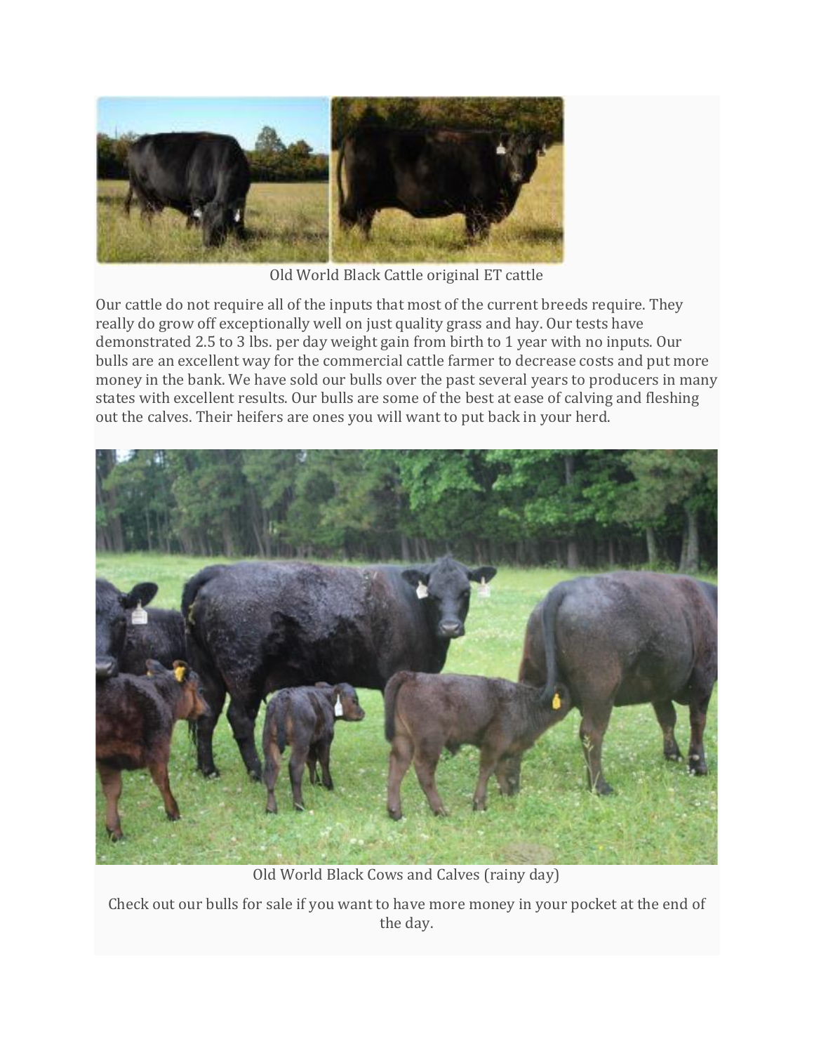Old World Black Cattle original ET cattle

Our cattle do not require all of the inputs that most of the current breeds require. They really do grow off exceptionally well on just quality grass and hay. Our tests have demonstrated 2.5 to 3 lbs. per day weight gain from birth to 1 year with no inputs. Our bulls are an excellent way for the commercial cattle farmer to decrease costs and put more money in the bank. We have sold our bulls over the past several years to producers in many states with excellent results. Our bulls are some of the best at ease of calving and fleshing out the calves. Their heifers are ones you will want to put back in your herd.

Old World Black Cows and Calves (rainy day)

Check out our bulls for sale if you want to have more money in your pocket at the end of the day.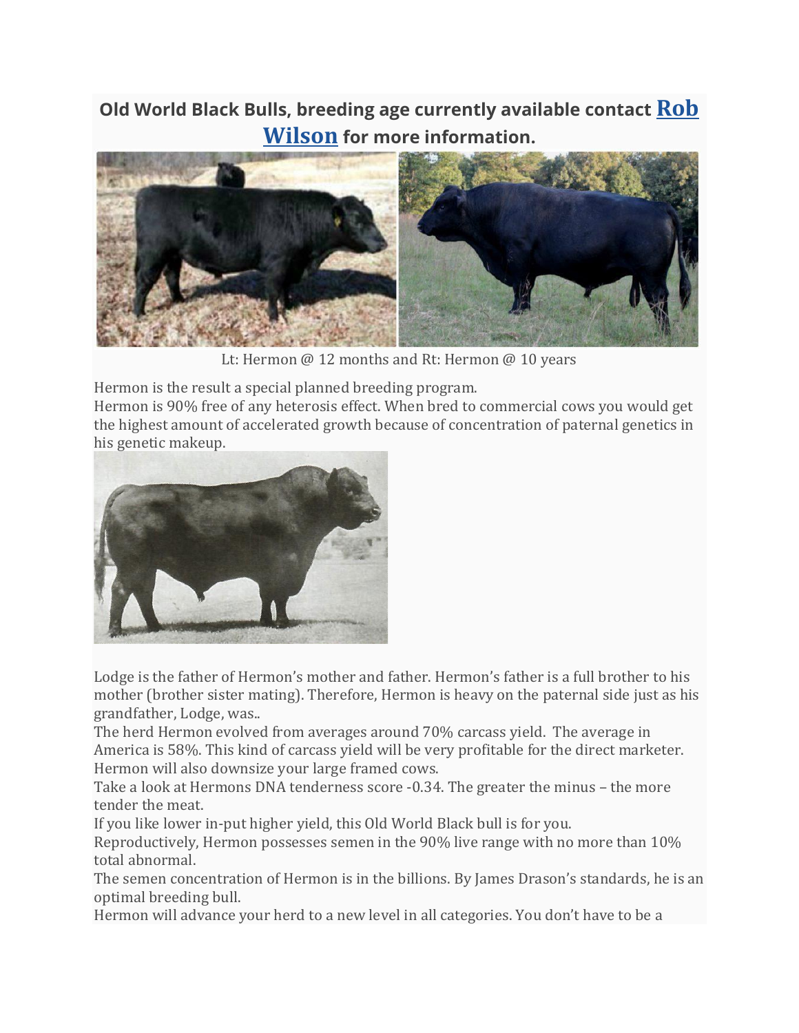**Old World Black Bulls, breeding age currently available contact [Rob Wilson] for more information.**

Lt: Hermon @ 12 months and Rt: Hermon @ 10 years

Hermon is the result a special planned breeding program.
Hermon is 90% free of any heterosis effect. When bred to commercial cows you would get the highest amount of accelerated growth because of concentration of paternal genetics in his genetic makeup.

Lodge is the father of Hermon's mother and father. Hermon's father is a full brother to his mother (brother sister mating). Therefore, Hermon is heavy on the paternal side just as his grandfather, Lodge, was..
The herd Hermon evolved from averages around 70% carcass yield. The average in America is 58%. This kind of carcass yield will be very profitable for the direct marketer.
Hermon will also downsize your large framed cows.
Take a look at Hermons DNA tenderness score -0.34. The greater the minus – the more tender the meat.
If you like lower in-put higher yield, this Old World Black bull is for you.
Reproductively, Hermon possesses semen in the 90% live range with no more than 10% total abnormal.
The semen concentration of Hermon is in the billions. By James Drason's standards, he is an optimal breeding bull.
Hermon will advance your herd to a new level in all categories. You don't have to be a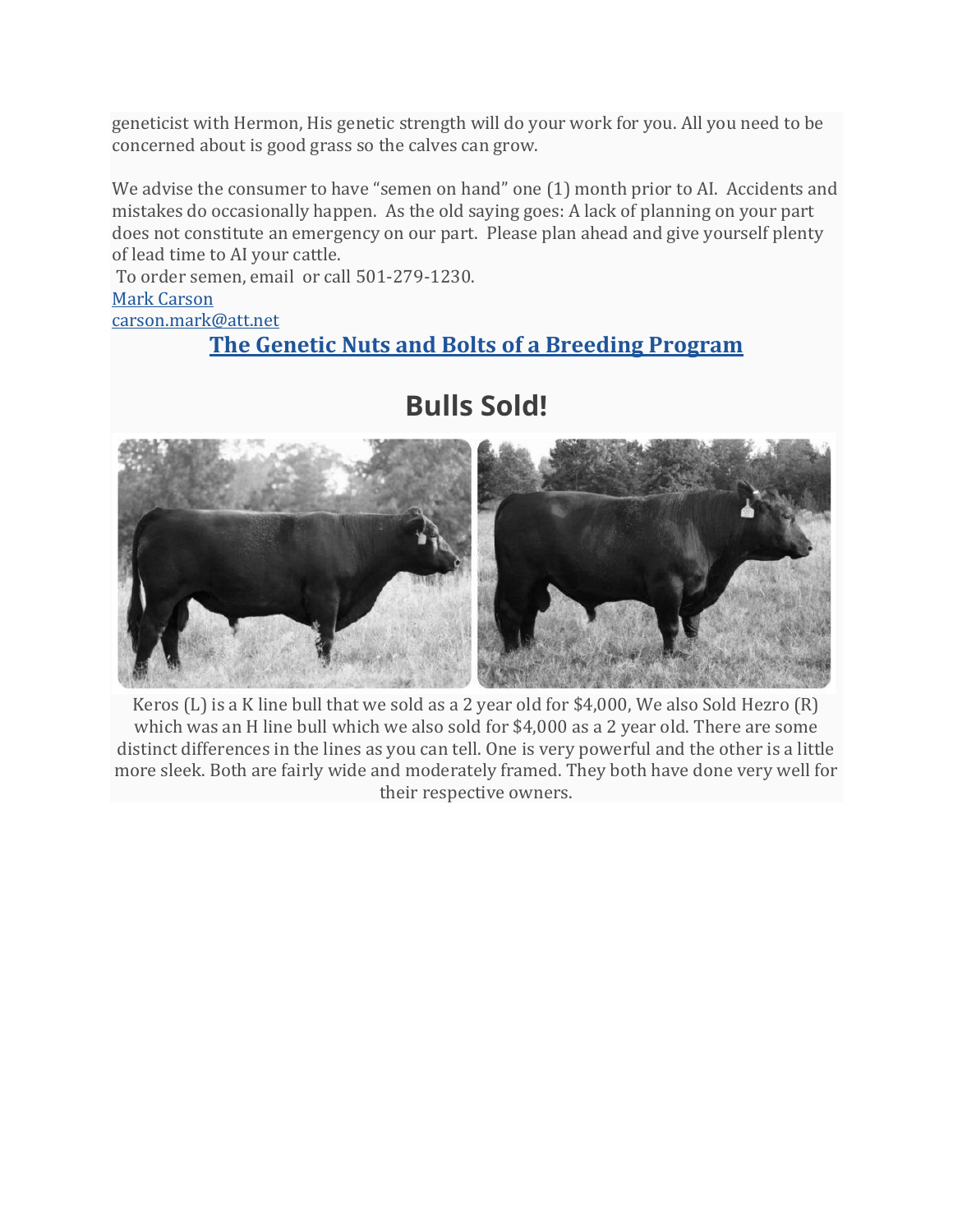geneticist with Hermon, His genetic strength will do your work for you. All you need to be concerned about is good grass so the calves can grow.

We advise the consumer to have "semen on hand" one (1) month prior to AI. Accidents and mistakes do occasionally happen. As the old saying goes: A lack of planning on your part does not constitute an emergency on our part. Please plan ahead and give yourself plenty of lead time to AI your cattle.

To order semen, email or call 501-279-1230.
Mark Carson
carson.mark@att.net

**The Genetic Nuts and Bolts of a Breeding Program**

## Bulls Sold!

Keros (L) is a K line bull that we sold as a 2 year old for $4,000, We also Sold Hezro (R) which was an H line bull which we also sold for $4,000 as a 2 year old. There are some distinct differences in the lines as you can tell. One is very powerful and the other is a little more sleek. Both are fairly wide and moderately framed. They both have done very well for their respective owners.